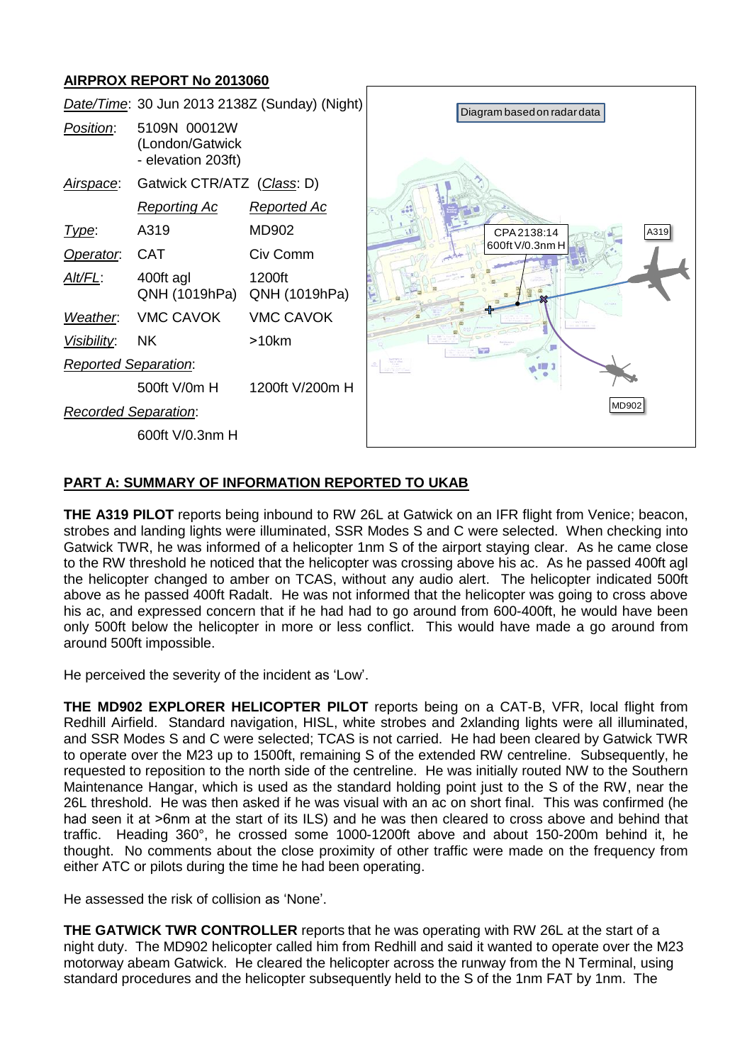## AIRPROX REPORT No 2013060

| | | |
|---|---|---|
| *Date/Time*: | 30 Jun 2013 2138Z (Sunday) (Night) | |
| *Position*: | 5109N 00012W (London/Gatwick - elevation 203ft) | |
| *Airspace*: | Gatwick CTR/ATZ (*Class*: D) | |
| | *Reporting Ac* | *Reported Ac* |
| *Type*: | A319 | MD902 |
| *Operator*: | CAT | Civ Comm |
| *Alt/FL*: | 400ft agl QNH (1019hPa) | 1200ft QNH (1019hPa) |
| *Weather*: | VMC CAVOK | VMC CAVOK |
| *Visibility*: | NK | >10km |
| *Reported Separation*: | | |
| | 500ft V/0m H | 1200ft V/200m H |
| *Recorded Separation*: | | |
| | 600ft V/0.3nm H | |

Diagram based on radar data

CPA 2138:14
600ft V/0.3nm H

A319

MD902

## PART A: SUMMARY OF INFORMATION REPORTED TO UKAB

**THE A319 PILOT** reports being inbound to RW 26L at Gatwick on an IFR flight from Venice; beacon, strobes and landing lights were illuminated, SSR Modes S and C were selected. When checking into Gatwick TWR, he was informed of a helicopter 1nm S of the airport staying clear. As he came close to the RW threshold he noticed that the helicopter was crossing above his ac. As he passed 400ft agl the helicopter changed to amber on TCAS, without any audio alert. The helicopter indicated 500ft above as he passed 400ft Radalt. He was not informed that the helicopter was going to cross above his ac, and expressed concern that if he had had to go around from 600-400ft, he would have been only 500ft below the helicopter in more or less conflict. This would have made a go around from around 500ft impossible.

He perceived the severity of the incident as 'Low'.

**THE MD902 EXPLORER HELICOPTER PILOT** reports being on a CAT-B, VFR, local flight from Redhill Airfield. Standard navigation, HISL, white strobes and 2xlanding lights were all illuminated, and SSR Modes S and C were selected; TCAS is not carried. He had been cleared by Gatwick TWR to operate over the M23 up to 1500ft, remaining S of the extended RW centreline. Subsequently, he requested to reposition to the north side of the centreline. He was initially routed NW to the Southern Maintenance Hangar, which is used as the standard holding point just to the S of the RW, near the 26L threshold. He was then asked if he was visual with an ac on short final. This was confirmed (he had seen it at >6nm at the start of its ILS) and he was then cleared to cross above and behind that traffic. Heading 360°, he crossed some 1000-1200ft above and about 150-200m behind it, he thought. No comments about the close proximity of other traffic were made on the frequency from either ATC or pilots during the time he had been operating.

He assessed the risk of collision as 'None'.

**THE GATWICK TWR CONTROLLER** reports that he was operating with RW 26L at the start of a night duty. The MD902 helicopter called him from Redhill and said it wanted to operate over the M23 motorway abeam Gatwick. He cleared the helicopter across the runway from the N Terminal, using standard procedures and the helicopter subsequently held to the S of the 1nm FAT by 1nm. The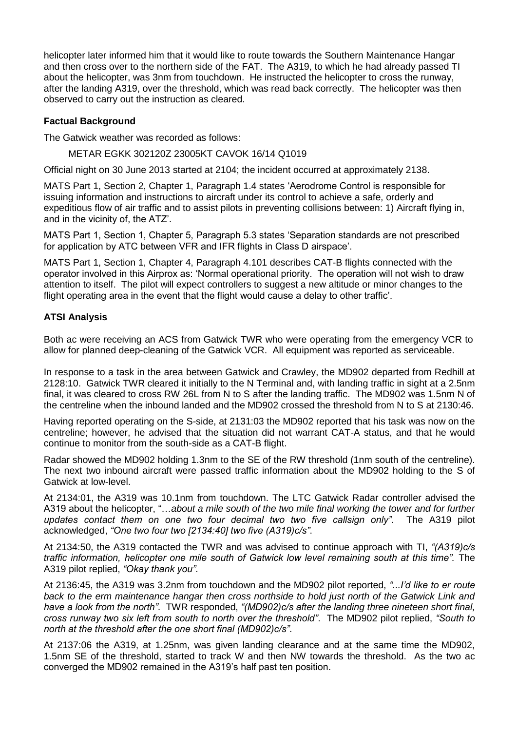helicopter later informed him that it would like to route towards the Southern Maintenance Hangar and then cross over to the northern side of the FAT. The A319, to which he had already passed TI about the helicopter, was 3nm from touchdown. He instructed the helicopter to cross the runway, after the landing A319, over the threshold, which was read back correctly. The helicopter was then observed to carry out the instruction as cleared.

### Factual Background

The Gatwick weather was recorded as follows:

METAR EGKK 302120Z 23005KT CAVOK 16/14 Q1019

Official night on 30 June 2013 started at 2104; the incident occurred at approximately 2138.

MATS Part 1, Section 2, Chapter 1, Paragraph 1.4 states 'Aerodrome Control is responsible for issuing information and instructions to aircraft under its control to achieve a safe, orderly and expeditious flow of air traffic and to assist pilots in preventing collisions between: 1) Aircraft flying in, and in the vicinity of, the ATZ'.

MATS Part 1, Section 1, Chapter 5, Paragraph 5.3 states 'Separation standards are not prescribed for application by ATC between VFR and IFR flights in Class D airspace'.

MATS Part 1, Section 1, Chapter 4, Paragraph 4.101 describes CAT-B flights connected with the operator involved in this Airprox as: 'Normal operational priority. The operation will not wish to draw attention to itself. The pilot will expect controllers to suggest a new altitude or minor changes to the flight operating area in the event that the flight would cause a delay to other traffic'.

### ATSI Analysis

Both ac were receiving an ACS from Gatwick TWR who were operating from the emergency VCR to allow for planned deep-cleaning of the Gatwick VCR. All equipment was reported as serviceable.

In response to a task in the area between Gatwick and Crawley, the MD902 departed from Redhill at 2128:10. Gatwick TWR cleared it initially to the N Terminal and, with landing traffic in sight at a 2.5nm final, it was cleared to cross RW 26L from N to S after the landing traffic. The MD902 was 1.5nm N of the centreline when the inbound landed and the MD902 crossed the threshold from N to S at 2130:46.

Having reported operating on the S-side, at 2131:03 the MD902 reported that his task was now on the centreline; however, he advised that the situation did not warrant CAT-A status, and that he would continue to monitor from the south-side as a CAT-B flight.

Radar showed the MD902 holding 1.3nm to the SE of the RW threshold (1nm south of the centreline). The next two inbound aircraft were passed traffic information about the MD902 holding to the S of Gatwick at low-level.

At 2134:01, the A319 was 10.1nm from touchdown. The LTC Gatwick Radar controller advised the A319 about the helicopter, "…*about a mile south of the two mile final working the tower and for further updates contact them on one two four decimal two two five callsign only"*. The A319 pilot acknowledged, *"One two four two [2134:40] two five (A319)c/s"*.

At 2134:50, the A319 contacted the TWR and was advised to continue approach with TI, *"(A319)c/s traffic information, helicopter one mile south of Gatwick low level remaining south at this time"*. The A319 pilot replied, *"Okay thank you"*.

At 2136:45, the A319 was 3.2nm from touchdown and the MD902 pilot reported, *"...I'd like to er route back to the erm maintenance hangar then cross northside to hold just north of the Gatwick Link and have a look from the north"*. TWR responded, *"(MD902)c/s after the landing three nineteen short final, cross runway two six left from south to north over the threshold"*. The MD902 pilot replied, *"South to north at the threshold after the one short final (MD902)c/s"*.

At 2137:06 the A319, at 1.25nm, was given landing clearance and at the same time the MD902, 1.5nm SE of the threshold, started to track W and then NW towards the threshold. As the two ac converged the MD902 remained in the A319's half past ten position.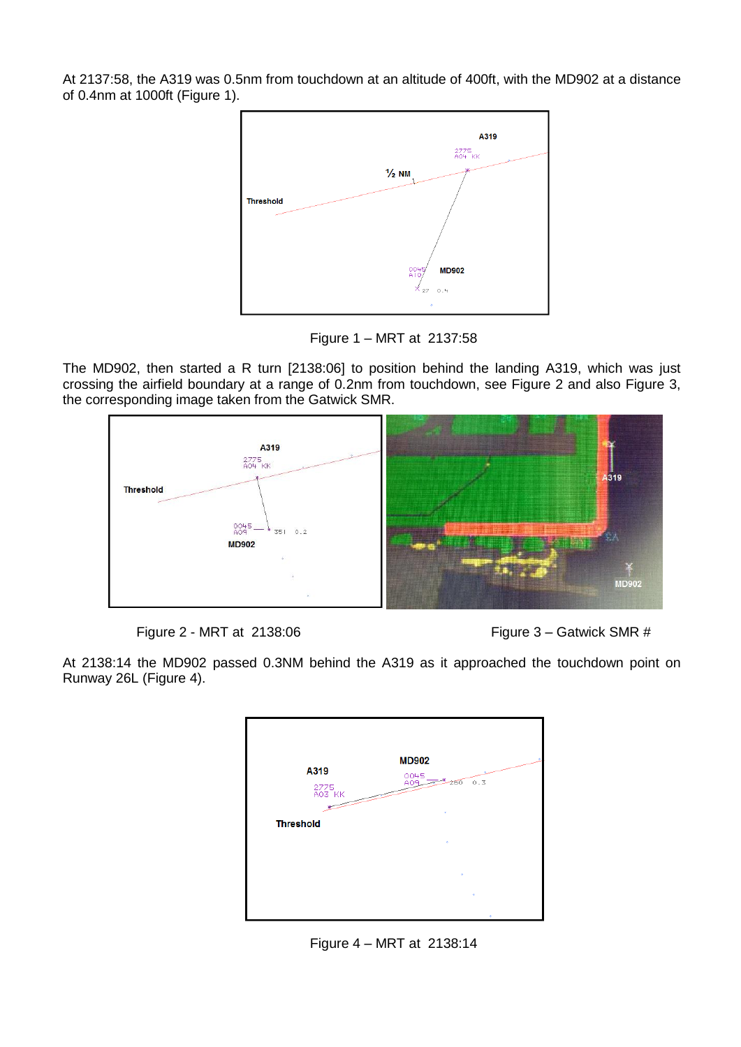At 2137:58, the A319 was 0.5nm from touchdown at an altitude of 400ft, with the MD902 at a distance of 0.4nm at 1000ft (Figure 1).

Figure 1 – MRT at 2137:58

The MD902, then started a R turn [2138:06] to position behind the landing A319, which was just crossing the airfield boundary at a range of 0.2nm from touchdown, see Figure 2 and also Figure 3, the corresponding image taken from the Gatwick SMR.

Figure 2 - MRT at 2138:06

Figure 3 – Gatwick SMR #

At 2138:14 the MD902 passed 0.3NM behind the A319 as it approached the touchdown point on Runway 26L (Figure 4).

Figure 4 – MRT at 2138:14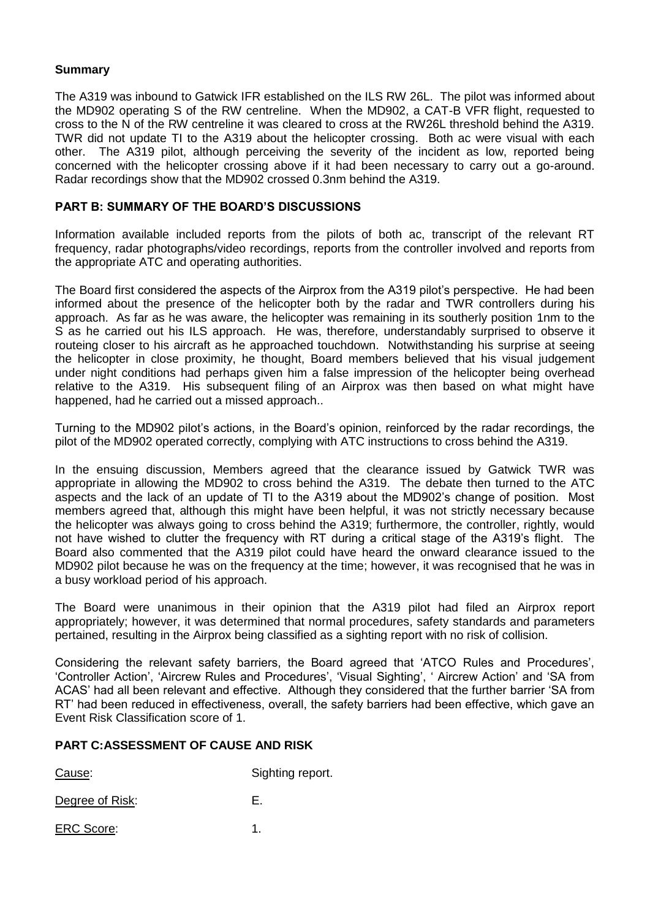**Summary**

The A319 was inbound to Gatwick IFR established on the ILS RW 26L. The pilot was informed about the MD902 operating S of the RW centreline. When the MD902, a CAT-B VFR flight, requested to cross to the N of the RW centreline it was cleared to cross at the RW26L threshold behind the A319. TWR did not update TI to the A319 about the helicopter crossing. Both ac were visual with each other. The A319 pilot, although perceiving the severity of the incident as low, reported being concerned with the helicopter crossing above if it had been necessary to carry out a go-around. Radar recordings show that the MD902 crossed 0.3nm behind the A319.

## PART B: SUMMARY OF THE BOARD'S DISCUSSIONS

Information available included reports from the pilots of both ac, transcript of the relevant RT frequency, radar photographs/video recordings, reports from the controller involved and reports from the appropriate ATC and operating authorities.

The Board first considered the aspects of the Airprox from the A319 pilot's perspective. He had been informed about the presence of the helicopter both by the radar and TWR controllers during his approach. As far as he was aware, the helicopter was remaining in its southerly position 1nm to the S as he carried out his ILS approach. He was, therefore, understandably surprised to observe it routeing closer to his aircraft as he approached touchdown. Notwithstanding his surprise at seeing the helicopter in close proximity, he thought, Board members believed that his visual judgement under night conditions had perhaps given him a false impression of the helicopter being overhead relative to the A319. His subsequent filing of an Airprox was then based on what might have happened, had he carried out a missed approach..

Turning to the MD902 pilot's actions, in the Board's opinion, reinforced by the radar recordings, the pilot of the MD902 operated correctly, complying with ATC instructions to cross behind the A319.

In the ensuing discussion, Members agreed that the clearance issued by Gatwick TWR was appropriate in allowing the MD902 to cross behind the A319. The debate then turned to the ATC aspects and the lack of an update of TI to the A319 about the MD902's change of position. Most members agreed that, although this might have been helpful, it was not strictly necessary because the helicopter was always going to cross behind the A319; furthermore, the controller, rightly, would not have wished to clutter the frequency with RT during a critical stage of the A319's flight. The Board also commented that the A319 pilot could have heard the onward clearance issued to the MD902 pilot because he was on the frequency at the time; however, it was recognised that he was in a busy workload period of his approach.

The Board were unanimous in their opinion that the A319 pilot had filed an Airprox report appropriately; however, it was determined that normal procedures, safety standards and parameters pertained, resulting in the Airprox being classified as a sighting report with no risk of collision.

Considering the relevant safety barriers, the Board agreed that 'ATCO Rules and Procedures', 'Controller Action', 'Aircrew Rules and Procedures', 'Visual Sighting', ' Aircrew Action' and 'SA from ACAS' had all been relevant and effective. Although they considered that the further barrier 'SA from RT' had been reduced in effectiveness, overall, the safety barriers had been effective, which gave an Event Risk Classification score of 1.

## PART C:ASSESSMENT OF CAUSE AND RISK

Cause: Sighting report.

Degree of Risk: E.

ERC Score: 1.